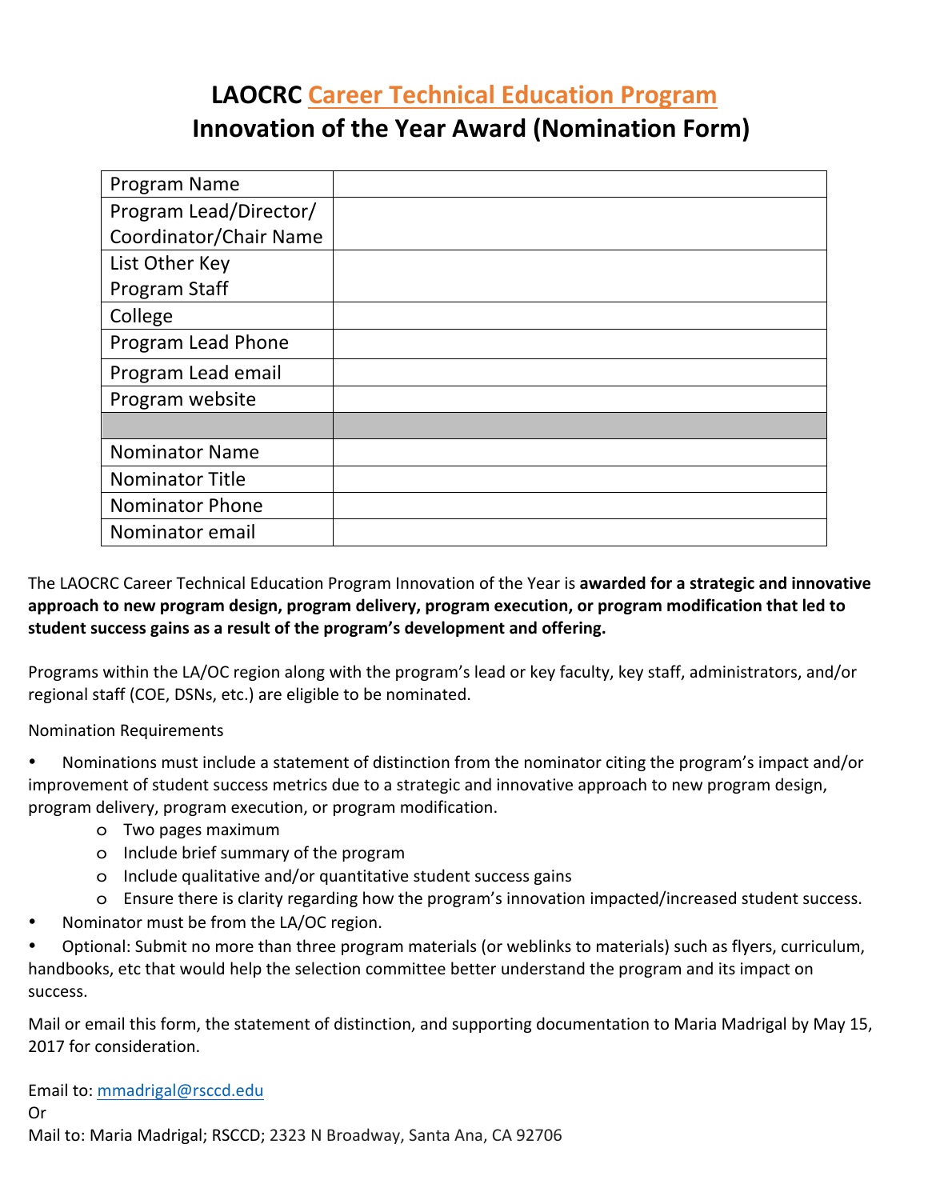# LAOCRC Career Technical Education Program
# Innovation of the Year Award (Nomination Form)

| | |
|---|---|
| Program Name | |
| Program Lead/Director/ Coordinator/Chair Name | |
| List Other Key Program Staff | |
| College | |
| Program Lead Phone | |
| Program Lead email | |
| Program website | |
| | |
| Nominator Name | |
| Nominator Title | |
| Nominator Phone | |
| Nominator email | |

The LAOCRC Career Technical Education Program Innovation of the Year is **awarded for a strategic and innovative approach to new program design, program delivery, program execution, or program modification that led to student success gains as a result of the program's development and offering.**

Programs within the LA/OC region along with the program's lead or key faculty, key staff, administrators, and/or regional staff (COE, DSNs, etc.) are eligible to be nominated.

Nomination Requirements

- Nominations must include a statement of distinction from the nominator citing the program's impact and/or improvement of student success metrics due to a strategic and innovative approach to new program design, program delivery, program execution, or program modification.
  - Two pages maximum
  - Include brief summary of the program
  - Include qualitative and/or quantitative student success gains
  - Ensure there is clarity regarding how the program's innovation impacted/increased student success.
- Nominator must be from the LA/OC region.
- Optional: Submit no more than three program materials (or weblinks to materials) such as flyers, curriculum, handbooks, etc that would help the selection committee better understand the program and its impact on success.

Mail or email this form, the statement of distinction, and supporting documentation to Maria Madrigal by May 15, 2017 for consideration.

Email to: mmadrigal@rsccd.edu
Or
Mail to: Maria Madrigal; RSCCD; 2323 N Broadway, Santa Ana, CA 92706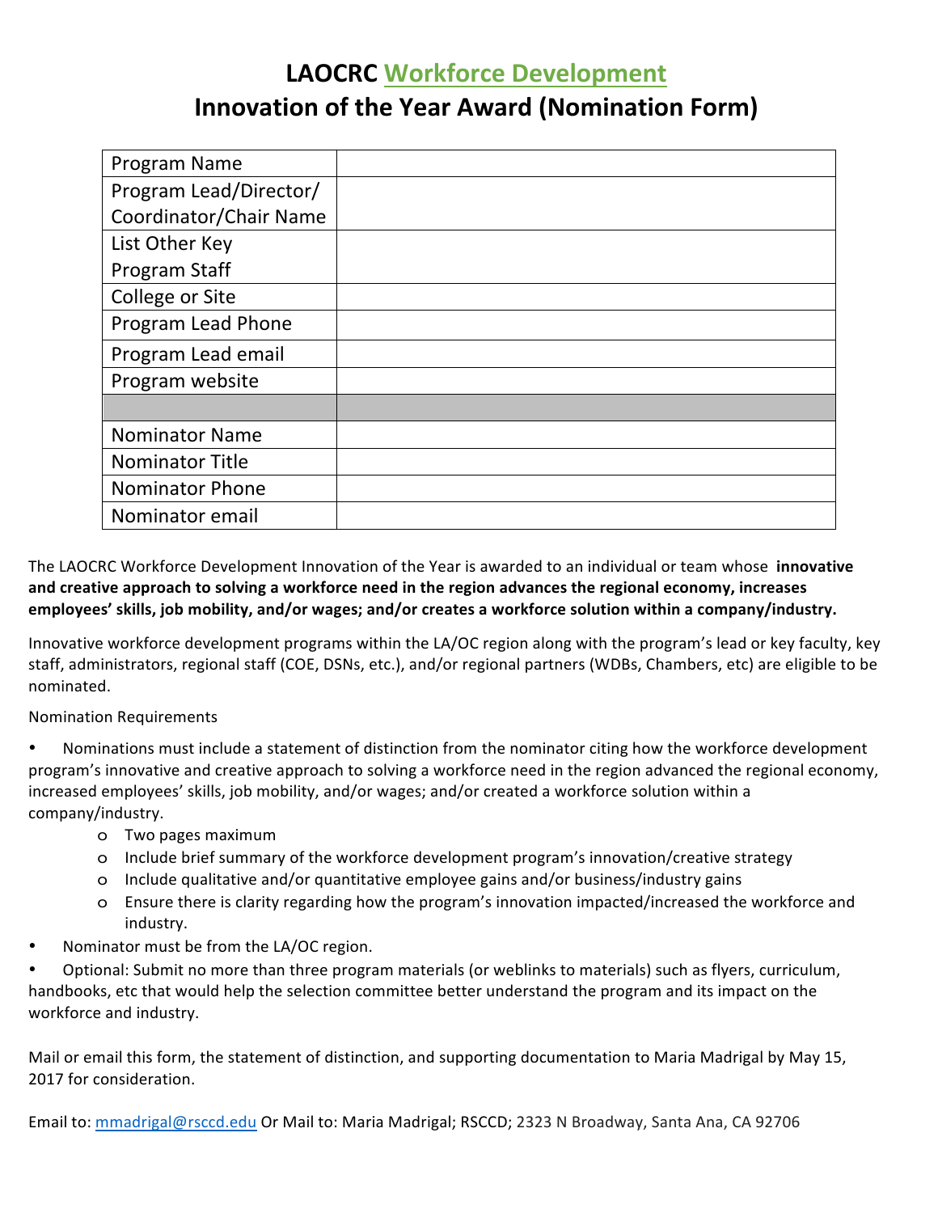# LAOCRC Workforce Development

## Innovation of the Year Award (Nomination Form)

| | |
|---|---|
| Program Name | |
| Program Lead/Director/ Coordinator/Chair Name | |
| List Other Key Program Staff | |
| College or Site | |
| Program Lead Phone | |
| Program Lead email | |
| Program website | |
| | |
| Nominator Name | |
| Nominator Title | |
| Nominator Phone | |
| Nominator email | |

The LAOCRC Workforce Development Innovation of the Year is awarded to an individual or team whose **innovative and creative approach to solving a workforce need in the region advances the regional economy, increases employees' skills, job mobility, and/or wages; and/or creates a workforce solution within a company/industry.**

Innovative workforce development programs within the LA/OC region along with the program's lead or key faculty, key staff, administrators, regional staff (COE, DSNs, etc.), and/or regional partners (WDBs, Chambers, etc) are eligible to be nominated.

Nomination Requirements

- Nominations must include a statement of distinction from the nominator citing how the workforce development program's innovative and creative approach to solving a workforce need in the region advanced the regional economy, increased employees' skills, job mobility, and/or wages; and/or created a workforce solution within a company/industry.
  - Two pages maximum
  - Include brief summary of the workforce development program's innovation/creative strategy
  - Include qualitative and/or quantitative employee gains and/or business/industry gains
  - Ensure there is clarity regarding how the program's innovation impacted/increased the workforce and industry.
- Nominator must be from the LA/OC region.
- Optional: Submit no more than three program materials (or weblinks to materials) such as flyers, curriculum, handbooks, etc that would help the selection committee better understand the program and its impact on the workforce and industry.

Mail or email this form, the statement of distinction, and supporting documentation to Maria Madrigal by May 15, 2017 for consideration.

Email to: mmadrigal@rsccd.edu Or Mail to: Maria Madrigal; RSCCD; 2323 N Broadway, Santa Ana, CA 92706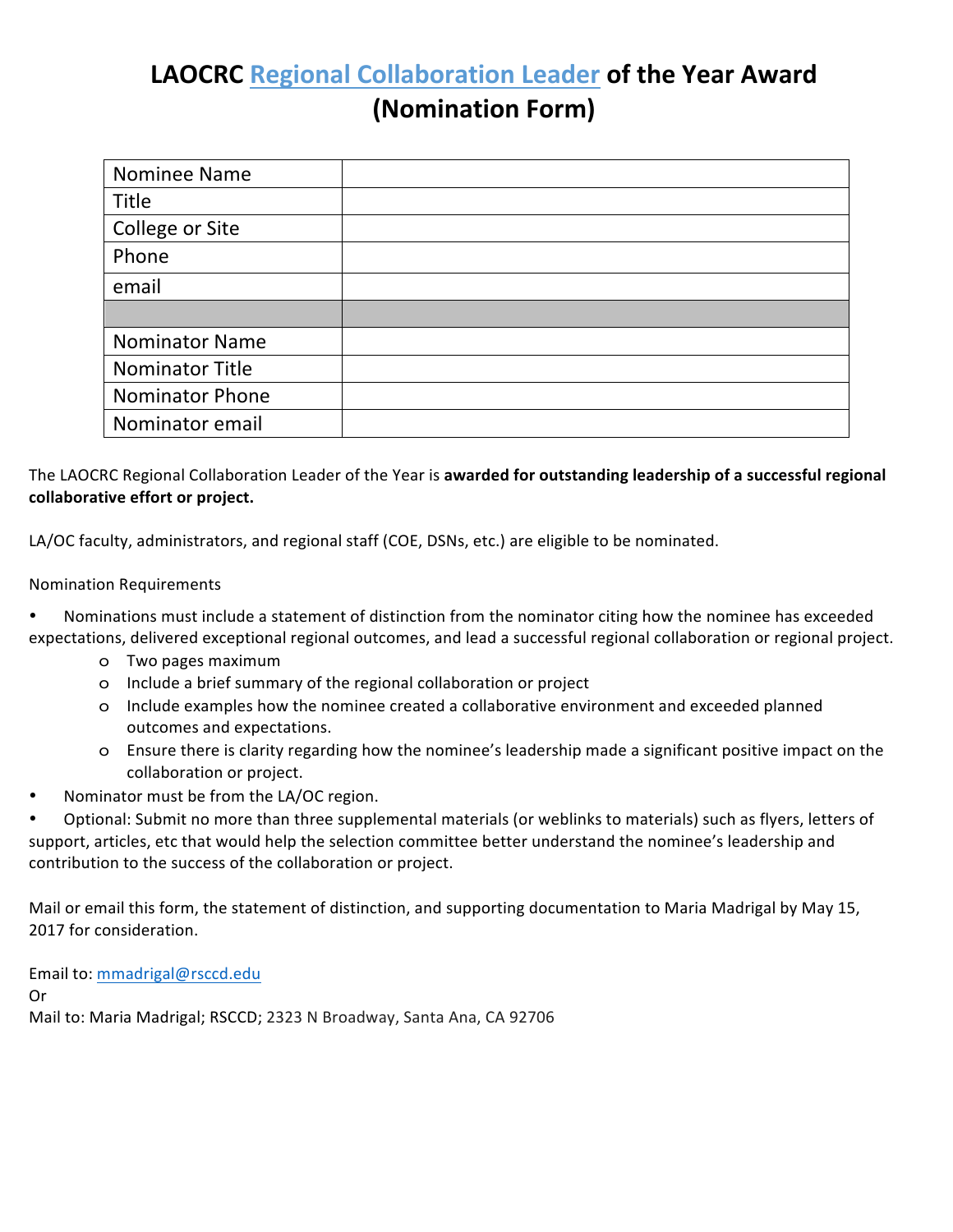# LAOCRC Regional Collaboration Leader of the Year Award (Nomination Form)

| Nominee Name | |
|---|---|
| Title | |
| College or Site | |
| Phone | |
| email | |
| | |
| Nominator Name | |
| Nominator Title | |
| Nominator Phone | |
| Nominator email | |

The LAOCRC Regional Collaboration Leader of the Year is **awarded for outstanding leadership of a successful regional collaborative effort or project.**

LA/OC faculty, administrators, and regional staff (COE, DSNs, etc.) are eligible to be nominated.

Nomination Requirements

- Nominations must include a statement of distinction from the nominator citing how the nominee has exceeded expectations, delivered exceptional regional outcomes, and lead a successful regional collaboration or regional project.
    - Two pages maximum
    - Include a brief summary of the regional collaboration or project
    - Include examples how the nominee created a collaborative environment and exceeded planned outcomes and expectations.
    - Ensure there is clarity regarding how the nominee's leadership made a significant positive impact on the collaboration or project.
- Nominator must be from the LA/OC region.
- Optional: Submit no more than three supplemental materials (or weblinks to materials) such as flyers, letters of support, articles, etc that would help the selection committee better understand the nominee's leadership and contribution to the success of the collaboration or project.

Mail or email this form, the statement of distinction, and supporting documentation to Maria Madrigal by May 15, 2017 for consideration.

Email to: mmadrigal@rsccd.edu
Or
Mail to: Maria Madrigal; RSCCD; 2323 N Broadway, Santa Ana, CA 92706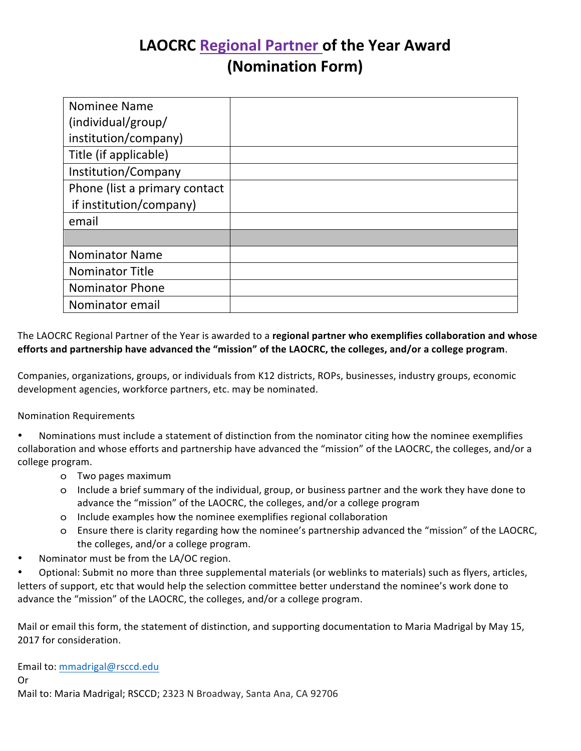# LAOCRC Regional Partner of the Year Award (Nomination Form)

| | |
|---|---|
| Nominee Name (individual/group/ institution/company) | |
| Title (if applicable) | |
| Institution/Company | |
| Phone (list a primary contact if institution/company) | |
| email | |
| | |
| Nominator Name | |
| Nominator Title | |
| Nominator Phone | |
| Nominator email | |

The LAOCRC Regional Partner of the Year is awarded to a **regional partner who exemplifies collaboration and whose efforts and partnership have advanced the "mission" of the LAOCRC, the colleges, and/or a college program**.

Companies, organizations, groups, or individuals from K12 districts, ROPs, businesses, industry groups, economic development agencies, workforce partners, etc. may be nominated.

Nomination Requirements

- Nominations must include a statement of distinction from the nominator citing how the nominee exemplifies collaboration and whose efforts and partnership have advanced the "mission" of the LAOCRC, the colleges, and/or a college program.
  - Two pages maximum
  - Include a brief summary of the individual, group, or business partner and the work they have done to advance the "mission" of the LAOCRC, the colleges, and/or a college program
  - Include examples how the nominee exemplifies regional collaboration
  - Ensure there is clarity regarding how the nominee's partnership advanced the "mission" of the LAOCRC, the colleges, and/or a college program.
- Nominator must be from the LA/OC region.
- Optional: Submit no more than three supplemental materials (or weblinks to materials) such as flyers, articles, letters of support, etc that would help the selection committee better understand the nominee's work done to advance the "mission" of the LAOCRC, the colleges, and/or a college program.

Mail or email this form, the statement of distinction, and supporting documentation to Maria Madrigal by May 15, 2017 for consideration.

Email to: mmadrigal@rsccd.edu
Or
Mail to: Maria Madrigal; RSCCD; 2323 N Broadway, Santa Ana, CA 92706